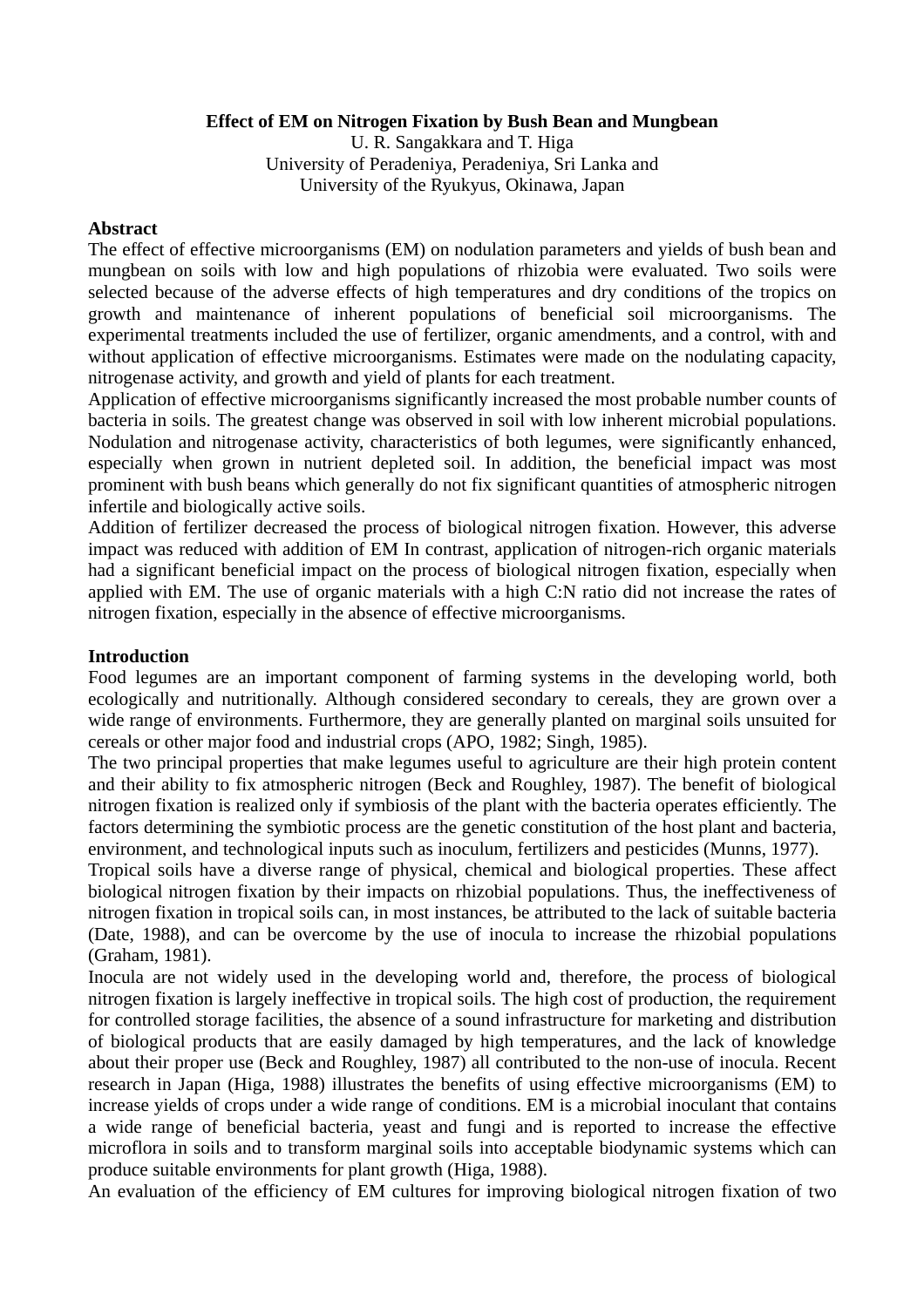# Effect of EM on Nitrogen Fixation by Bush Bean and Mungbean

U. R. Sangakkara and T. Higa
University of Peradeniya, Peradeniya, Sri Lanka and
University of the Ryukyus, Okinawa, Japan

## Abstract

The effect of effective microorganisms (EM) on nodulation parameters and yields of bush bean and mungbean on soils with low and high populations of rhizobia were evaluated. Two soils were selected because of the adverse effects of high temperatures and dry conditions of the tropics on growth and maintenance of inherent populations of beneficial soil microorganisms. The experimental treatments included the use of fertilizer, organic amendments, and a control, with and without application of effective microorganisms. Estimates were made on the nodulating capacity, nitrogenase activity, and growth and yield of plants for each treatment.

Application of effective microorganisms significantly increased the most probable number counts of bacteria in soils. The greatest change was observed in soil with low inherent microbial populations. Nodulation and nitrogenase activity, characteristics of both legumes, were significantly enhanced, especially when grown in nutrient depleted soil. In addition, the beneficial impact was most prominent with bush beans which generally do not fix significant quantities of atmospheric nitrogen infertile and biologically active soils.

Addition of fertilizer decreased the process of biological nitrogen fixation. However, this adverse impact was reduced with addition of EM In contrast, application of nitrogen-rich organic materials had a significant beneficial impact on the process of biological nitrogen fixation, especially when applied with EM. The use of organic materials with a high C:N ratio did not increase the rates of nitrogen fixation, especially in the absence of effective microorganisms.

## Introduction

Food legumes are an important component of farming systems in the developing world, both ecologically and nutritionally. Although considered secondary to cereals, they are grown over a wide range of environments. Furthermore, they are generally planted on marginal soils unsuited for cereals or other major food and industrial crops (APO, 1982; Singh, 1985).

The two principal properties that make legumes useful to agriculture are their high protein content and their ability to fix atmospheric nitrogen (Beck and Roughley, 1987). The benefit of biological nitrogen fixation is realized only if symbiosis of the plant with the bacteria operates efficiently. The factors determining the symbiotic process are the genetic constitution of the host plant and bacteria, environment, and technological inputs such as inoculum, fertilizers and pesticides (Munns, 1977).

Tropical soils have a diverse range of physical, chemical and biological properties. These affect biological nitrogen fixation by their impacts on rhizobial populations. Thus, the ineffectiveness of nitrogen fixation in tropical soils can, in most instances, be attributed to the lack of suitable bacteria (Date, 1988), and can be overcome by the use of inocula to increase the rhizobial populations (Graham, 1981).

Inocula are not widely used in the developing world and, therefore, the process of biological nitrogen fixation is largely ineffective in tropical soils. The high cost of production, the requirement for controlled storage facilities, the absence of a sound infrastructure for marketing and distribution of biological products that are easily damaged by high temperatures, and the lack of knowledge about their proper use (Beck and Roughley, 1987) all contributed to the non-use of inocula. Recent research in Japan (Higa, 1988) illustrates the benefits of using effective microorganisms (EM) to increase yields of crops under a wide range of conditions. EM is a microbial inoculant that contains a wide range of beneficial bacteria, yeast and fungi and is reported to increase the effective microflora in soils and to transform marginal soils into acceptable biodynamic systems which can produce suitable environments for plant growth (Higa, 1988).

An evaluation of the efficiency of EM cultures for improving biological nitrogen fixation of two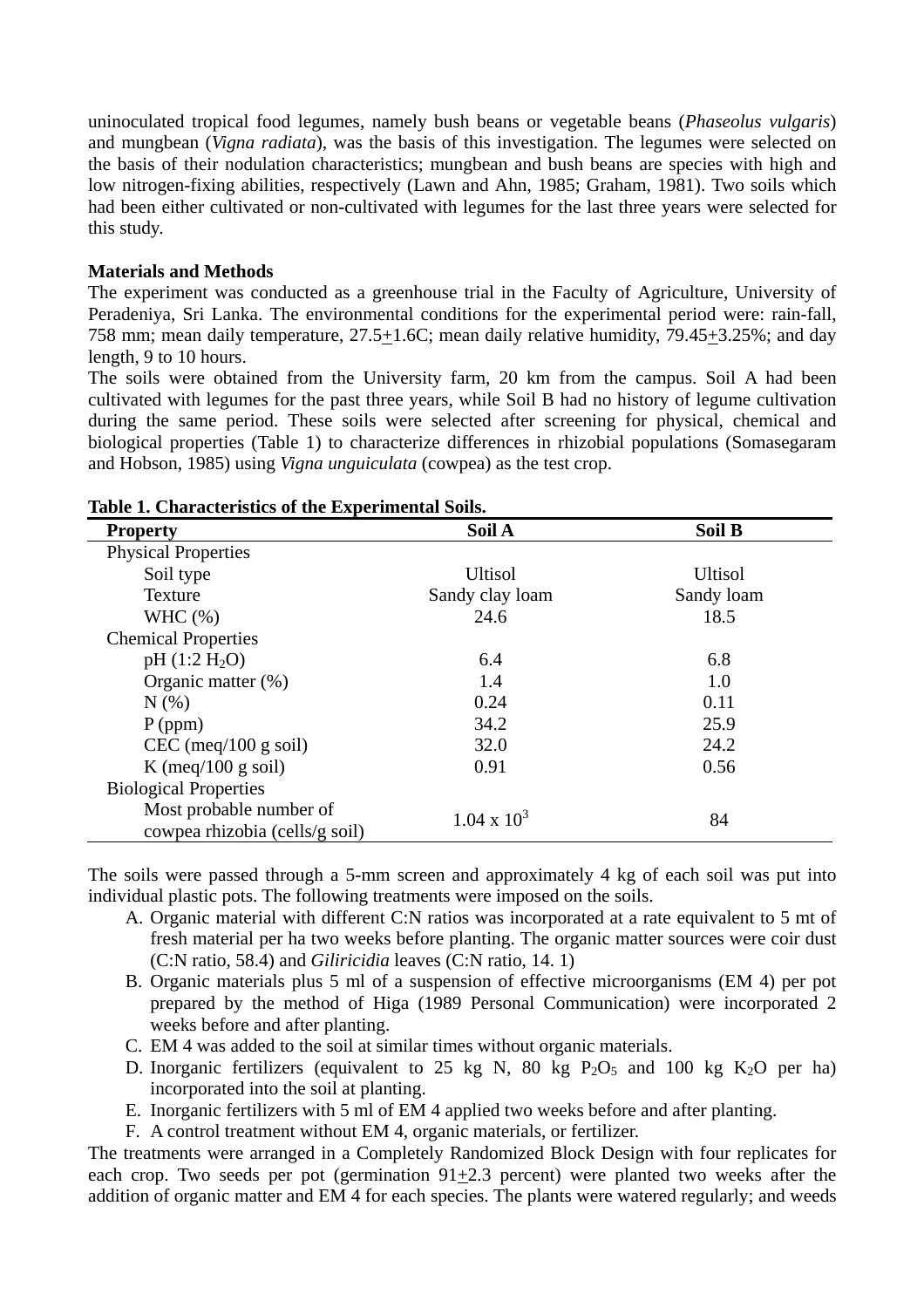uninoculated tropical food legumes, namely bush beans or vegetable beans (*Phaseolus vulgaris*) and mungbean (*Vigna radiata*), was the basis of this investigation. The legumes were selected on the basis of their nodulation characteristics; mungbean and bush beans are species with high and low nitrogen-fixing abilities, respectively (Lawn and Ahn, 1985; Graham, 1981). Two soils which had been either cultivated or non-cultivated with legumes for the last three years were selected for this study.

**Materials and Methods**

The experiment was conducted as a greenhouse trial in the Faculty of Agriculture, University of Peradeniya, Sri Lanka. The environmental conditions for the experimental period were: rain-fall, 758 mm; mean daily temperature, 27.5±1.6C; mean daily relative humidity, 79.45±3.25%; and day length, 9 to 10 hours.

The soils were obtained from the University farm, 20 km from the campus. Soil A had been cultivated with legumes for the past three years, while Soil B had no history of legume cultivation during the same period. These soils were selected after screening for physical, chemical and biological properties (Table 1) to characterize differences in rhizobial populations (Somasegaram and Hobson, 1985) using *Vigna unguiculata* (cowpea) as the test crop.

**Table 1. Characteristics of the Experimental Soils.**

| Property | Soil A | Soil B |
|---|---|---|
| Physical Properties | | |
| Soil type | Ultisol | Ultisol |
| Texture | Sandy clay loam | Sandy loam |
| WHC (%) | 24.6 | 18.5 |
| Chemical Properties | | |
| pH (1:2 $H_2O$) | 6.4 | 6.8 |
| Organic matter (%) | 1.4 | 1.0 |
| N (%) | 0.24 | 0.11 |
| P (ppm) | 34.2 | 25.9 |
| CEC (meq/100 g soil) | 32.0 | 24.2 |
| K (meq/100 g soil) | 0.91 | 0.56 |
| Biological Properties | | |
| Most probable number of cowpea rhizobia (cells/g soil) | $1.04 \times 10^3$ | 84 |

The soils were passed through a 5-mm screen and approximately 4 kg of each soil was put into individual plastic pots. The following treatments were imposed on the soils.

A. Organic material with different C:N ratios was incorporated at a rate equivalent to 5 mt of fresh material per ha two weeks before planting. The organic matter sources were coir dust (C:N ratio, 58.4) and *Giliricidia* leaves (C:N ratio, 14. 1)
B. Organic materials plus 5 ml of a suspension of effective microorganisms (EM 4) per pot prepared by the method of Higa (1989 Personal Communication) were incorporated 2 weeks before and after planting.
C. EM 4 was added to the soil at similar times without organic materials.
D. Inorganic fertilizers (equivalent to 25 kg N, 80 kg $P_2O_5$ and 100 kg $K_2O$ per ha) incorporated into the soil at planting.
E. Inorganic fertilizers with 5 ml of EM 4 applied two weeks before and after planting.
F. A control treatment without EM 4, organic materials, or fertilizer.

The treatments were arranged in a Completely Randomized Block Design with four replicates for each crop. Two seeds per pot (germination 91±2.3 percent) were planted two weeks after the addition of organic matter and EM 4 for each species. The plants were watered regularly; and weeds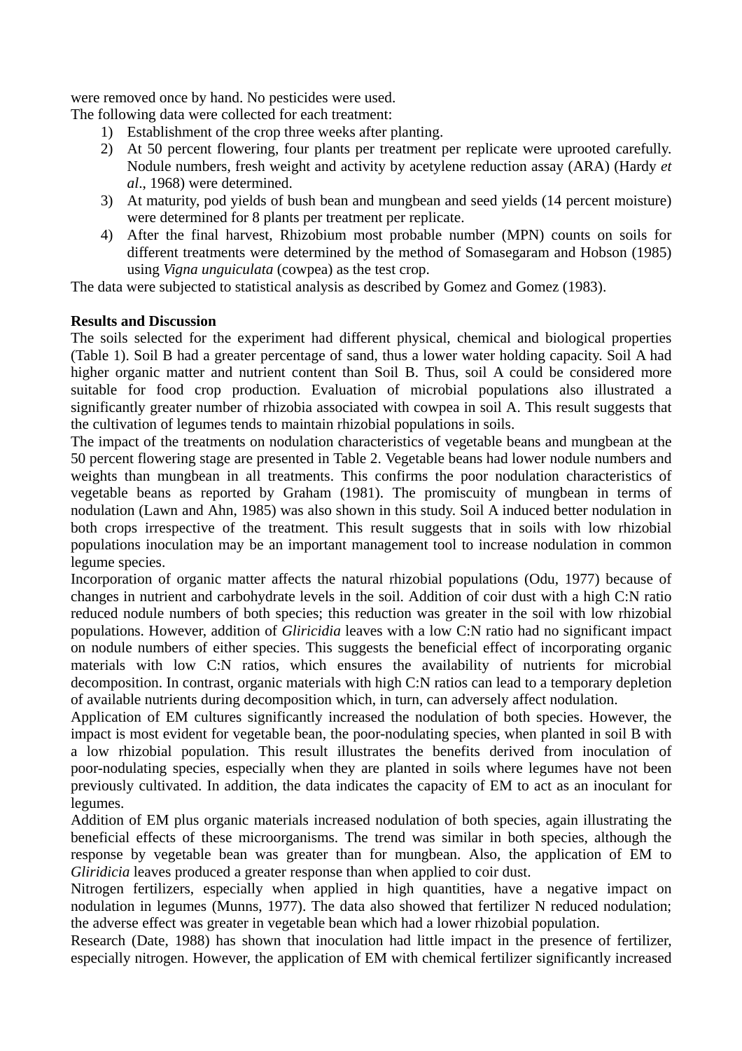were removed once by hand. No pesticides were used.

The following data were collected for each treatment:

1) Establishment of the crop three weeks after planting.
2) At 50 percent flowering, four plants per treatment per replicate were uprooted carefully. Nodule numbers, fresh weight and activity by acetylene reduction assay (ARA) (Hardy *et al*., 1968) were determined.
3) At maturity, pod yields of bush bean and mungbean and seed yields (14 percent moisture) were determined for 8 plants per treatment per replicate.
4) After the final harvest, Rhizobium most probable number (MPN) counts on soils for different treatments were determined by the method of Somasegaram and Hobson (1985) using *Vigna unguiculata* (cowpea) as the test crop.

The data were subjected to statistical analysis as described by Gomez and Gomez (1983).

**Results and Discussion**

The soils selected for the experiment had different physical, chemical and biological properties (Table 1). Soil B had a greater percentage of sand, thus a lower water holding capacity. Soil A had higher organic matter and nutrient content than Soil B. Thus, soil A could be considered more suitable for food crop production. Evaluation of microbial populations also illustrated a significantly greater number of rhizobia associated with cowpea in soil A. This result suggests that the cultivation of legumes tends to maintain rhizobial populations in soils.

The impact of the treatments on nodulation characteristics of vegetable beans and mungbean at the 50 percent flowering stage are presented in Table 2. Vegetable beans had lower nodule numbers and weights than mungbean in all treatments. This confirms the poor nodulation characteristics of vegetable beans as reported by Graham (1981). The promiscuity of mungbean in terms of nodulation (Lawn and Ahn, 1985) was also shown in this study. Soil A induced better nodulation in both crops irrespective of the treatment. This result suggests that in soils with low rhizobial populations inoculation may be an important management tool to increase nodulation in common legume species.

Incorporation of organic matter affects the natural rhizobial populations (Odu, 1977) because of changes in nutrient and carbohydrate levels in the soil. Addition of coir dust with a high C:N ratio reduced nodule numbers of both species; this reduction was greater in the soil with low rhizobial populations. However, addition of *Gliricidia* leaves with a low C:N ratio had no significant impact on nodule numbers of either species. This suggests the beneficial effect of incorporating organic materials with low C:N ratios, which ensures the availability of nutrients for microbial decomposition. In contrast, organic materials with high C:N ratios can lead to a temporary depletion of available nutrients during decomposition which, in turn, can adversely affect nodulation.

Application of EM cultures significantly increased the nodulation of both species. However, the impact is most evident for vegetable bean, the poor-nodulating species, when planted in soil B with a low rhizobial population. This result illustrates the benefits derived from inoculation of poor-nodulating species, especially when they are planted in soils where legumes have not been previously cultivated. In addition, the data indicates the capacity of EM to act as an inoculant for legumes.

Addition of EM plus organic materials increased nodulation of both species, again illustrating the beneficial effects of these microorganisms. The trend was similar in both species, although the response by vegetable bean was greater than for mungbean. Also, the application of EM to *Gliridicia* leaves produced a greater response than when applied to coir dust.

Nitrogen fertilizers, especially when applied in high quantities, have a negative impact on nodulation in legumes (Munns, 1977). The data also showed that fertilizer N reduced nodulation; the adverse effect was greater in vegetable bean which had a lower rhizobial population.

Research (Date, 1988) has shown that inoculation had little impact in the presence of fertilizer, especially nitrogen. However, the application of EM with chemical fertilizer significantly increased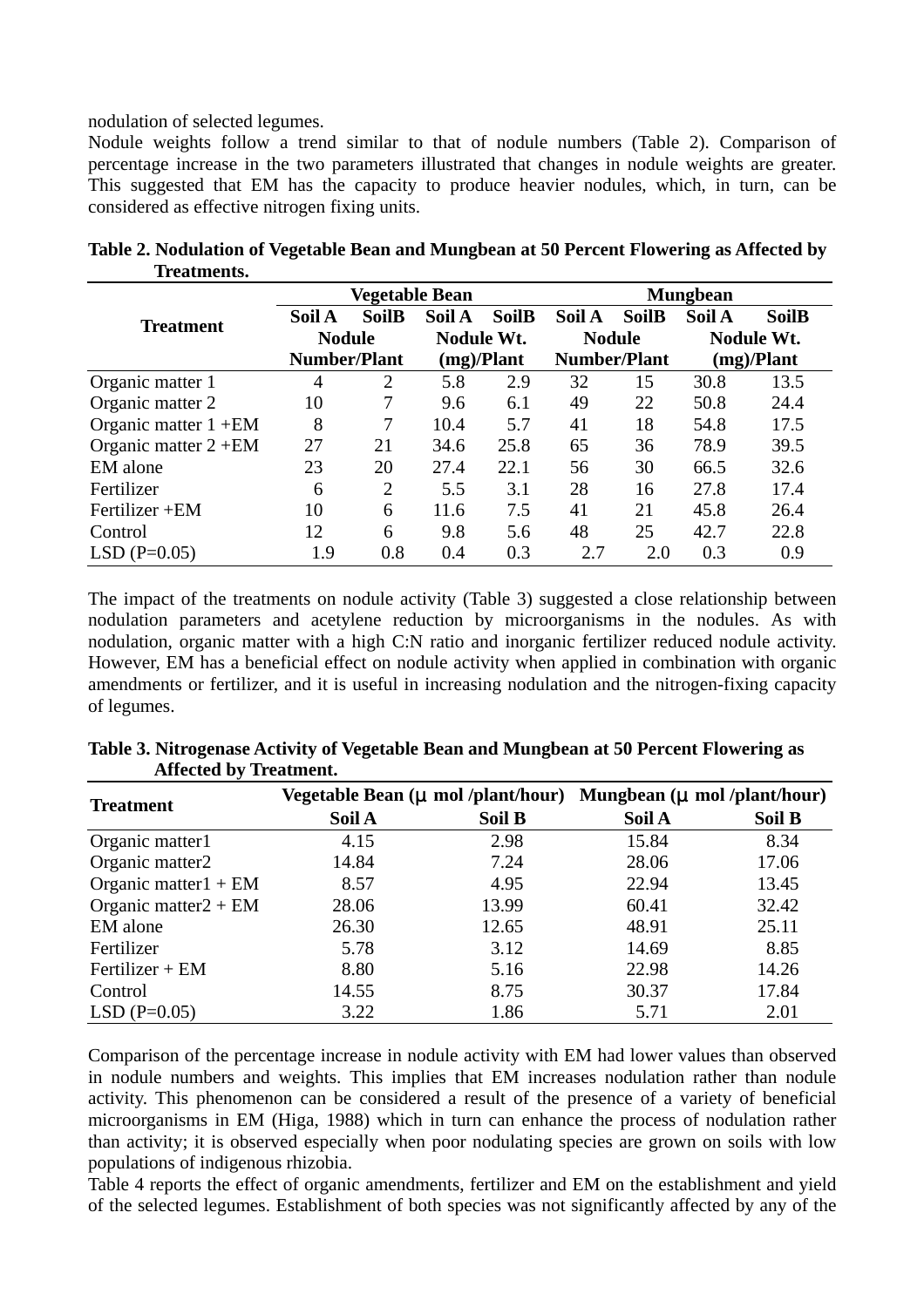nodulation of selected legumes.

Nodule weights follow a trend similar to that of nodule numbers (Table 2). Comparison of percentage increase in the two parameters illustrated that changes in nodule weights are greater. This suggested that EM has the capacity to produce heavier nodules, which, in turn, can be considered as effective nitrogen fixing units.

**Table 2. Nodulation of Vegetable Bean and Mungbean at 50 Percent Flowering as Affected by Treatments.**

| Treatment | Vegetable Bean | | | | Mungbean | | | |
|---|---|---|---|---|---|---|---|---|
| | Soil A | SoilB | Soil A | SoilB | Soil A | SoilB | Soil A | SoilB |
| | Nodule Number/Plant | | Nodule Wt. (mg)/Plant | | Nodule Number/Plant | | Nodule Wt. (mg)/Plant | |
| Organic matter 1 | 4 | 2 | 5.8 | 2.9 | 32 | 15 | 30.8 | 13.5 |
| Organic matter 2 | 10 | 7 | 9.6 | 6.1 | 49 | 22 | 50.8 | 24.4 |
| Organic matter 1 +EM | 8 | 7 | 10.4 | 5.7 | 41 | 18 | 54.8 | 17.5 |
| Organic matter 2 +EM | 27 | 21 | 34.6 | 25.8 | 65 | 36 | 78.9 | 39.5 |
| EM alone | 23 | 20 | 27.4 | 22.1 | 56 | 30 | 66.5 | 32.6 |
| Fertilizer | 6 | 2 | 5.5 | 3.1 | 28 | 16 | 27.8 | 17.4 |
| Fertilizer +EM | 10 | 6 | 11.6 | 7.5 | 41 | 21 | 45.8 | 26.4 |
| Control | 12 | 6 | 9.8 | 5.6 | 48 | 25 | 42.7 | 22.8 |
| LSD (P=0.05) | 1.9 | 0.8 | 0.4 | 0.3 | 2.7 | 2.0 | 0.3 | 0.9 |

The impact of the treatments on nodule activity (Table 3) suggested a close relationship between nodulation parameters and acetylene reduction by microorganisms in the nodules. As with nodulation, organic matter with a high C:N ratio and inorganic fertilizer reduced nodule activity. However, EM has a beneficial effect on nodule activity when applied in combination with organic amendments or fertilizer, and it is useful in increasing nodulation and the nitrogen-fixing capacity of legumes.

**Table 3. Nitrogenase Activity of Vegetable Bean and Mungbean at 50 Percent Flowering as Affected by Treatment.**

| Treatment | Vegetable Bean (μ mol /plant/hour) | | Mungbean (μ mol /plant/hour) | |
|---|---|---|---|---|
| | Soil A | Soil B | Soil A | Soil B |
| Organic matter1 | 4.15 | 2.98 | 15.84 | 8.34 |
| Organic matter2 | 14.84 | 7.24 | 28.06 | 17.06 |
| Organic matter1 + EM | 8.57 | 4.95 | 22.94 | 13.45 |
| Organic matter2 + EM | 28.06 | 13.99 | 60.41 | 32.42 |
| EM alone | 26.30 | 12.65 | 48.91 | 25.11 |
| Fertilizer | 5.78 | 3.12 | 14.69 | 8.85 |
| Fertilizer + EM | 8.80 | 5.16 | 22.98 | 14.26 |
| Control | 14.55 | 8.75 | 30.37 | 17.84 |
| LSD (P=0.05) | 3.22 | 1.86 | 5.71 | 2.01 |

Comparison of the percentage increase in nodule activity with EM had lower values than observed in nodule numbers and weights. This implies that EM increases nodulation rather than nodule activity. This phenomenon can be considered a result of the presence of a variety of beneficial microorganisms in EM (Higa, 1988) which in turn can enhance the process of nodulation rather than activity; it is observed especially when poor nodulating species are grown on soils with low populations of indigenous rhizobia.

Table 4 reports the effect of organic amendments, fertilizer and EM on the establishment and yield of the selected legumes. Establishment of both species was not significantly affected by any of the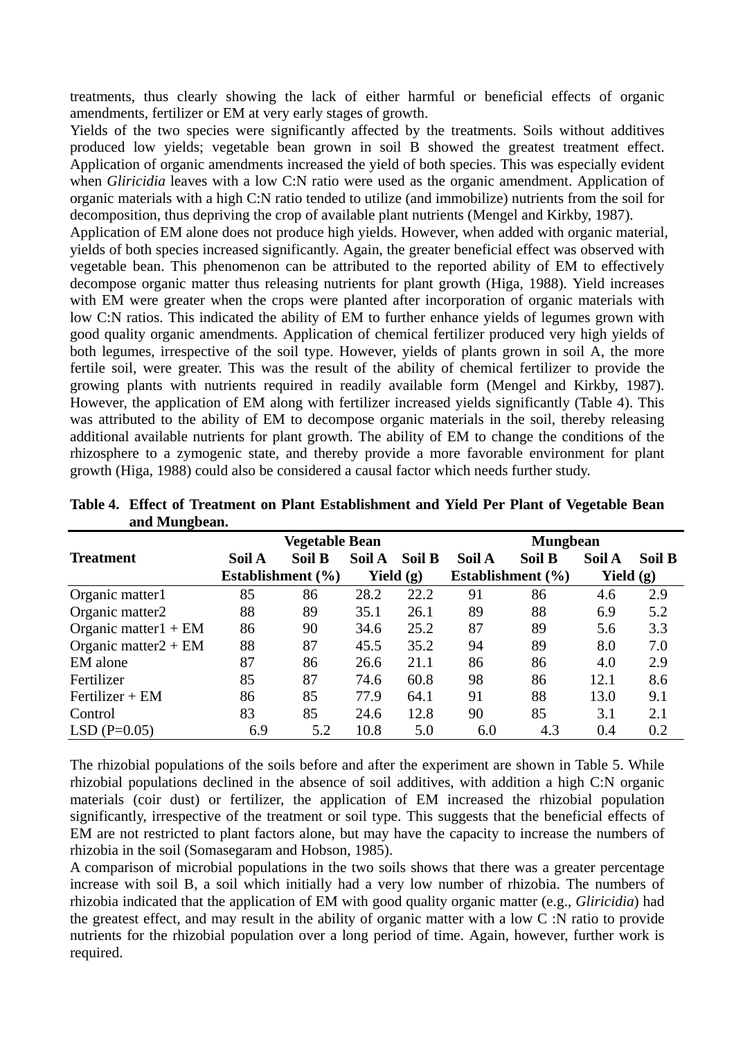treatments, thus clearly showing the lack of either harmful or beneficial effects of organic amendments, fertilizer or EM at very early stages of growth.

Yields of the two species were significantly affected by the treatments. Soils without additives produced low yields; vegetable bean grown in soil B showed the greatest treatment effect. Application of organic amendments increased the yield of both species. This was especially evident when *Gliricidia* leaves with a low C:N ratio were used as the organic amendment. Application of organic materials with a high C:N ratio tended to utilize (and immobilize) nutrients from the soil for decomposition, thus depriving the crop of available plant nutrients (Mengel and Kirkby, 1987).

Application of EM alone does not produce high yields. However, when added with organic material, yields of both species increased significantly. Again, the greater beneficial effect was observed with vegetable bean. This phenomenon can be attributed to the reported ability of EM to effectively decompose organic matter thus releasing nutrients for plant growth (Higa, 1988). Yield increases with EM were greater when the crops were planted after incorporation of organic materials with low C:N ratios. This indicated the ability of EM to further enhance yields of legumes grown with good quality organic amendments. Application of chemical fertilizer produced very high yields of both legumes, irrespective of the soil type. However, yields of plants grown in soil A, the more fertile soil, were greater. This was the result of the ability of chemical fertilizer to provide the growing plants with nutrients required in readily available form (Mengel and Kirkby, 1987). However, the application of EM along with fertilizer increased yields significantly (Table 4). This was attributed to the ability of EM to decompose organic materials in the soil, thereby releasing additional available nutrients for plant growth. The ability of EM to change the conditions of the rhizosphere to a zymogenic state, and thereby provide a more favorable environment for plant growth (Higa, 1988) could also be considered a causal factor which needs further study.

**Table 4. Effect of Treatment on Plant Establishment and Yield Per Plant of Vegetable Bean and Mungbean.**

| Treatment | Vegetable Bean | | | | Mungbean | | | |
|---|---|---|---|---|---|---|---|---|
| | Soil A | Soil B | Soil A | Soil B | Soil A | Soil B | Soil A | Soil B |
| | Establishment (%) | | Yield (g) | | Establishment (%) | | Yield (g) | |
| Organic matter1 | 85 | 86 | 28.2 | 22.2 | 91 | 86 | 4.6 | 2.9 |
| Organic matter2 | 88 | 89 | 35.1 | 26.1 | 89 | 88 | 6.9 | 5.2 |
| Organic matter1 + EM | 86 | 90 | 34.6 | 25.2 | 87 | 89 | 5.6 | 3.3 |
| Organic matter2 + EM | 88 | 87 | 45.5 | 35.2 | 94 | 89 | 8.0 | 7.0 |
| EM alone | 87 | 86 | 26.6 | 21.1 | 86 | 86 | 4.0 | 2.9 |
| Fertilizer | 85 | 87 | 74.6 | 60.8 | 98 | 86 | 12.1 | 8.6 |
| Fertilizer + EM | 86 | 85 | 77.9 | 64.1 | 91 | 88 | 13.0 | 9.1 |
| Control | 83 | 85 | 24.6 | 12.8 | 90 | 85 | 3.1 | 2.1 |
| LSD (P=0.05) | 6.9 | 5.2 | 10.8 | 5.0 | 6.0 | 4.3 | 0.4 | 0.2 |

The rhizobial populations of the soils before and after the experiment are shown in Table 5. While rhizobial populations declined in the absence of soil additives, with addition a high C:N organic materials (coir dust) or fertilizer, the application of EM increased the rhizobial population significantly, irrespective of the treatment or soil type. This suggests that the beneficial effects of EM are not restricted to plant factors alone, but may have the capacity to increase the numbers of rhizobia in the soil (Somasegaram and Hobson, 1985).

A comparison of microbial populations in the two soils shows that there was a greater percentage increase with soil B, a soil which initially had a very low number of rhizobia. The numbers of rhizobia indicated that the application of EM with good quality organic matter (e.g., *Gliricidia*) had the greatest effect, and may result in the ability of organic matter with a low C :N ratio to provide nutrients for the rhizobial population over a long period of time. Again, however, further work is required.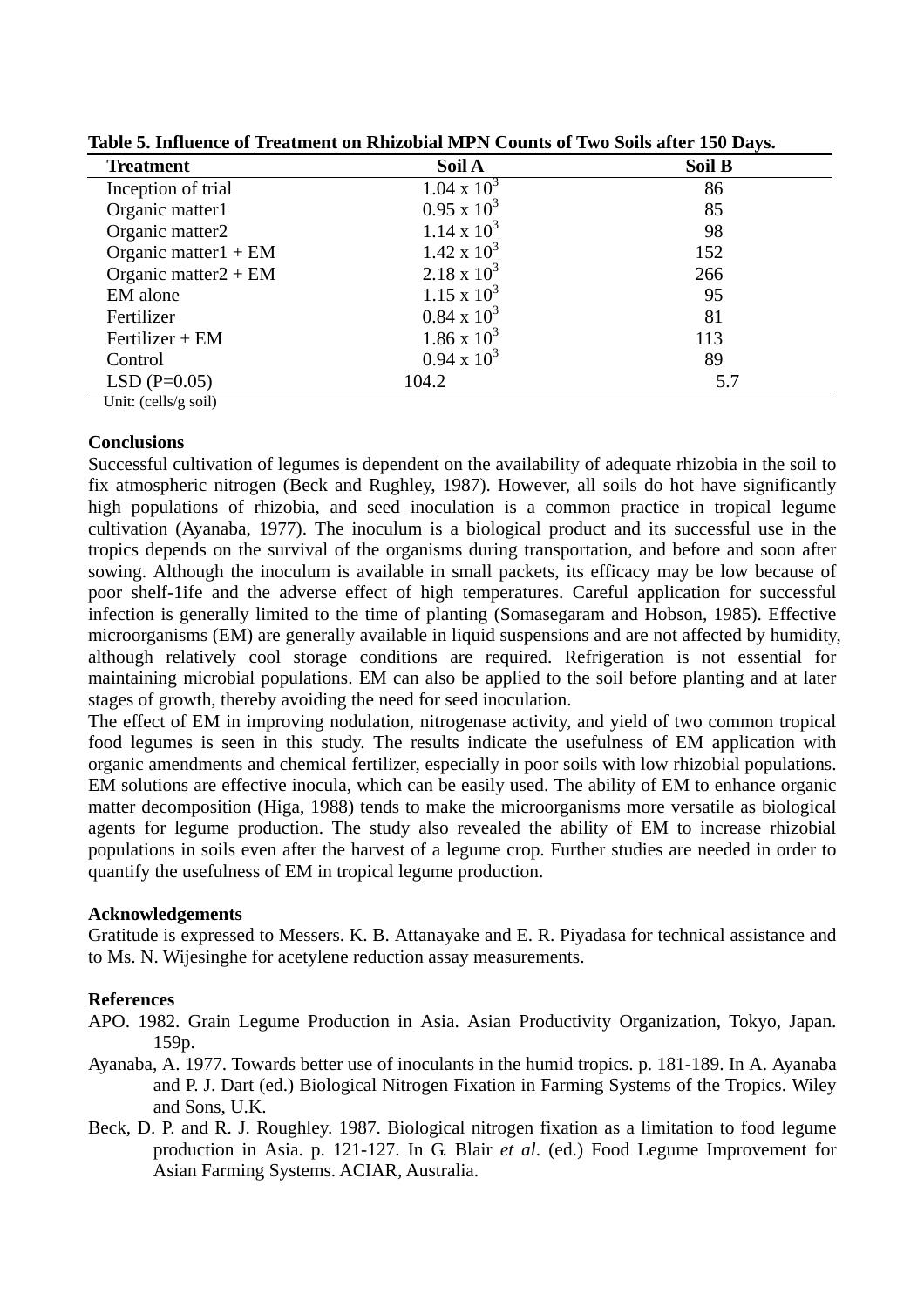**Table 5. Influence of Treatment on Rhizobial MPN Counts of Two Soils after 150 Days.**

| Treatment | Soil A | Soil B |
|---|---|---|
| Inception of trial | $1.04 \times 10^3$ | 86 |
| Organic matter1 | $0.95 \times 10^3$ | 85 |
| Organic matter2 | $1.14 \times 10^3$ | 98 |
| Organic matter1 + EM | $1.42 \times 10^3$ | 152 |
| Organic matter2 + EM | $2.18 \times 10^3$ | 266 |
| EM alone | $1.15 \times 10^3$ | 95 |
| Fertilizer | $0.84 \times 10^3$ | 81 |
| Fertilizer + EM | $1.86 \times 10^3$ | 113 |
| Control | $0.94 \times 10^3$ | 89 |
| LSD (P=0.05) | 104.2 | 5.7 |

Unit: (cells/g soil)

**Conclusions**

Successful cultivation of legumes is dependent on the availability of adequate rhizobia in the soil to fix atmospheric nitrogen (Beck and Rughley, 1987). However, all soils do hot have significantly high populations of rhizobia, and seed inoculation is a common practice in tropical legume cultivation (Ayanaba, 1977). The inoculum is a biological product and its successful use in the tropics depends on the survival of the organisms during transportation, and before and soon after sowing. Although the inoculum is available in small packets, its efficacy may be low because of poor shelf-1ife and the adverse effect of high temperatures. Careful application for successful infection is generally limited to the time of planting (Somasegaram and Hobson, 1985). Effective microorganisms (EM) are generally available in liquid suspensions and are not affected by humidity, although relatively cool storage conditions are required. Refrigeration is not essential for maintaining microbial populations. EM can also be applied to the soil before planting and at later stages of growth, thereby avoiding the need for seed inoculation.

The effect of EM in improving nodulation, nitrogenase activity, and yield of two common tropical food legumes is seen in this study. The results indicate the usefulness of EM application with organic amendments and chemical fertilizer, especially in poor soils with low rhizobial populations. EM solutions are effective inocula, which can be easily used. The ability of EM to enhance organic matter decomposition (Higa, 1988) tends to make the microorganisms more versatile as biological agents for legume production. The study also revealed the ability of EM to increase rhizobial populations in soils even after the harvest of a legume crop. Further studies are needed in order to quantify the usefulness of EM in tropical legume production.

**Acknowledgements**

Gratitude is expressed to Messers. K. B. Attanayake and E. R. Piyadasa for technical assistance and to Ms. N. Wijesinghe for acetylene reduction assay measurements.

**References**

APO. 1982. Grain Legume Production in Asia. Asian Productivity Organization, Tokyo, Japan. 159p.

Ayanaba, A. 1977. Towards better use of inoculants in the humid tropics. p. 181-189. In A. Ayanaba and P. J. Dart (ed.) Biological Nitrogen Fixation in Farming Systems of the Tropics. Wiley and Sons, U.K.

Beck, D. P. and R. J. Roughley. 1987. Biological nitrogen fixation as a limitation to food legume production in Asia. p. 121-127. In G. Blair *et al*. (ed.) Food Legume Improvement for Asian Farming Systems. ACIAR, Australia.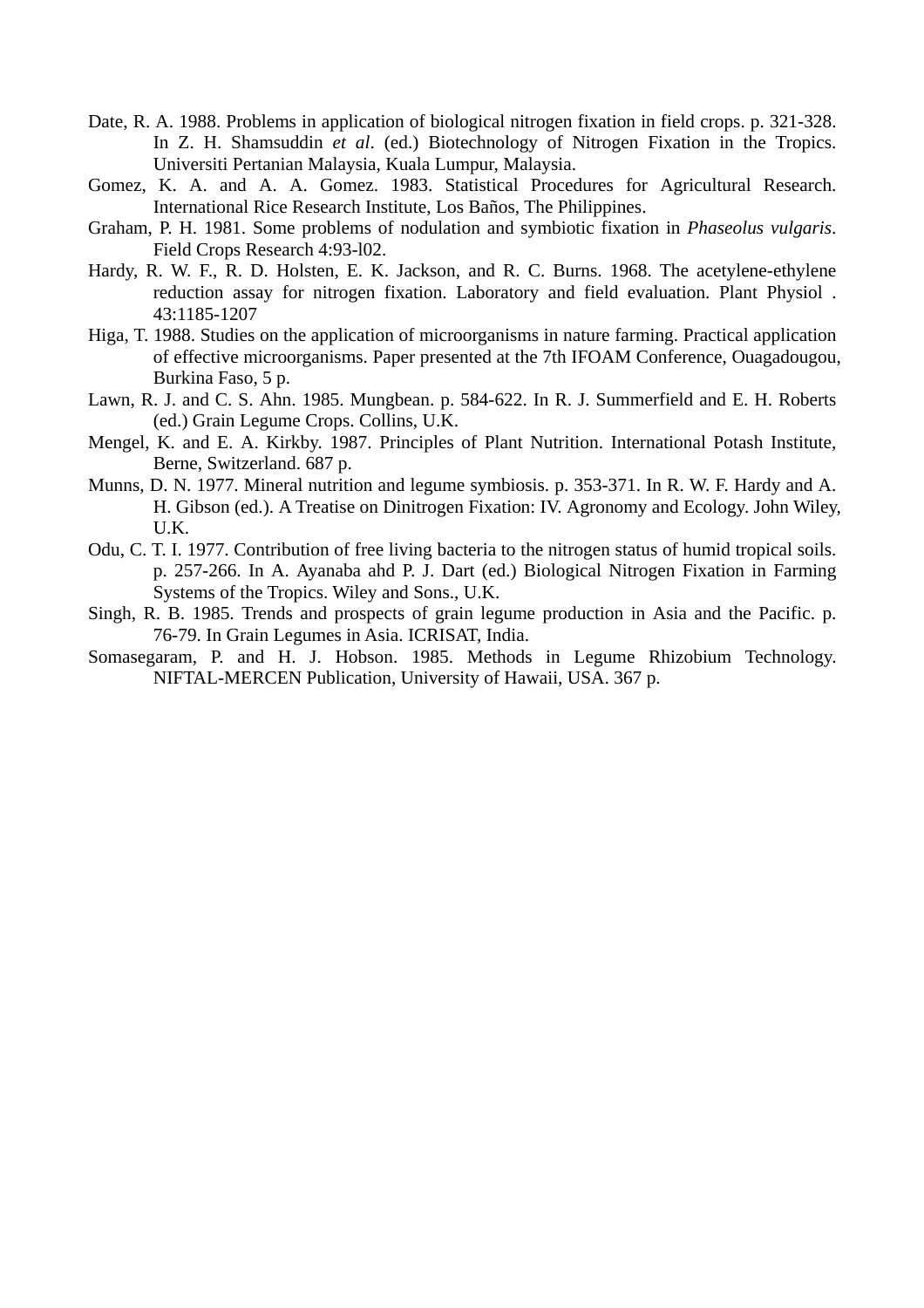Date, R. A. 1988. Problems in application of biological nitrogen fixation in field crops. p. 321-328. In Z. H. Shamsuddin *et al*. (ed.) Biotechnology of Nitrogen Fixation in the Tropics. Universiti Pertanian Malaysia, Kuala Lumpur, Malaysia.

Gomez, K. A. and A. A. Gomez. 1983. Statistical Procedures for Agricultural Research. International Rice Research Institute, Los Baños, The Philippines.

Graham, P. H. 1981. Some problems of nodulation and symbiotic fixation in *Phaseolus vulgaris*. Field Crops Research 4:93-l02.

Hardy, R. W. F., R. D. Holsten, E. K. Jackson, and R. C. Burns. 1968. The acetylene-ethylene reduction assay for nitrogen fixation. Laboratory and field evaluation. Plant Physiol . 43:1185-1207

Higa, T. 1988. Studies on the application of microorganisms in nature farming. Practical application of effective microorganisms. Paper presented at the 7th IFOAM Conference, Ouagadougou, Burkina Faso, 5 p.

Lawn, R. J. and C. S. Ahn. 1985. Mungbean. p. 584-622. In R. J. Summerfield and E. H. Roberts (ed.) Grain Legume Crops. Collins, U.K.

Mengel, K. and E. A. Kirkby. 1987. Principles of Plant Nutrition. International Potash Institute, Berne, Switzerland. 687 p.

Munns, D. N. 1977. Mineral nutrition and legume symbiosis. p. 353-371. In R. W. F. Hardy and A. H. Gibson (ed.). A Treatise on Dinitrogen Fixation: IV. Agronomy and Ecology. John Wiley, U.K.

Odu, C. T. I. 1977. Contribution of free living bacteria to the nitrogen status of humid tropical soils. p. 257-266. In A. Ayanaba ahd P. J. Dart (ed.) Biological Nitrogen Fixation in Farming Systems of the Tropics. Wiley and Sons., U.K.

Singh, R. B. 1985. Trends and prospects of grain legume production in Asia and the Pacific. p. 76-79. In Grain Legumes in Asia. ICRISAT, India.

Somasegaram, P. and H. J. Hobson. 1985. Methods in Legume Rhizobium Technology. NIFTAL-MERCEN Publication, University of Hawaii, USA. 367 p.